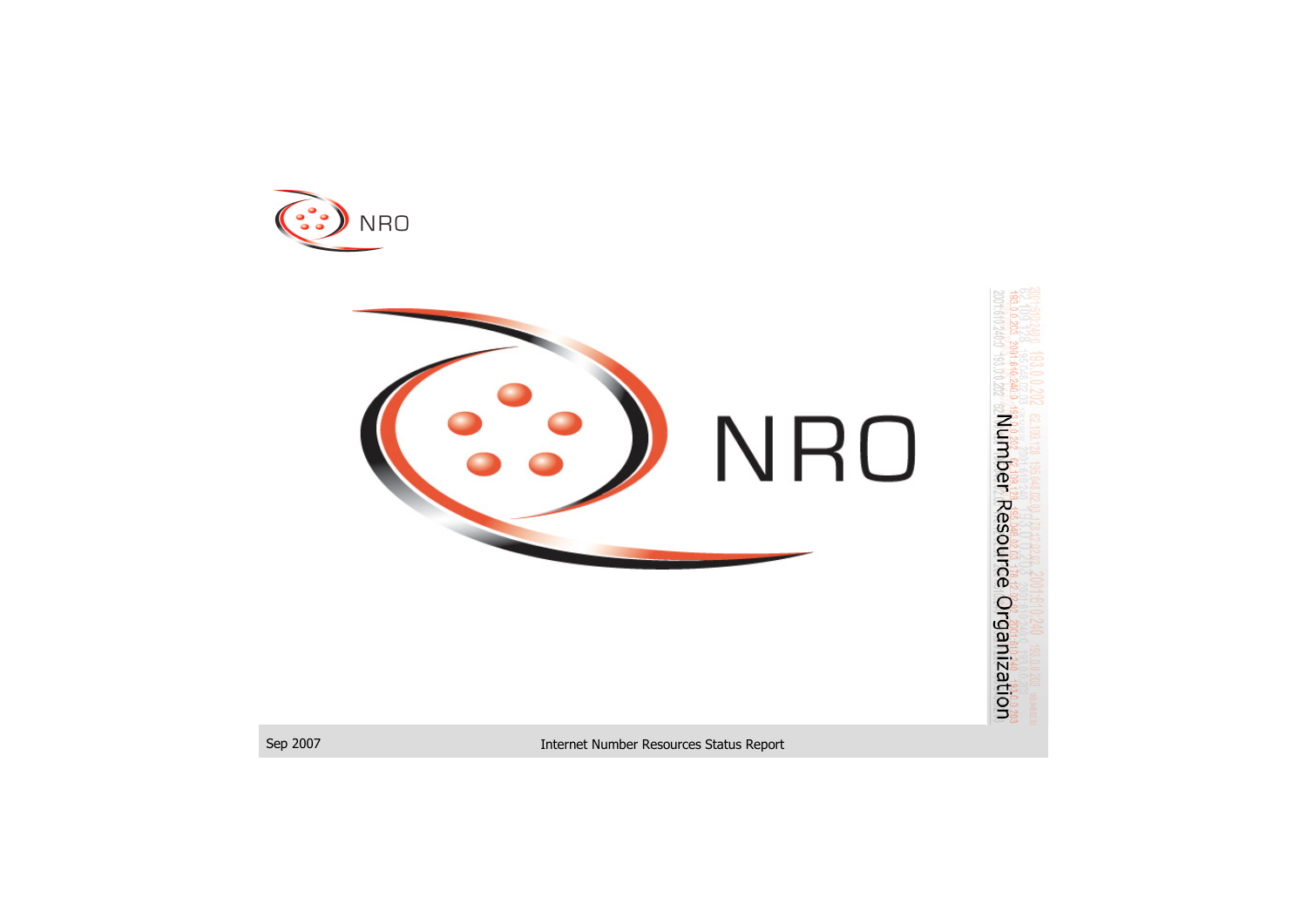NRO

# NRO

Number Resource Organization

Sep 2007

Internet Number Resources Status Report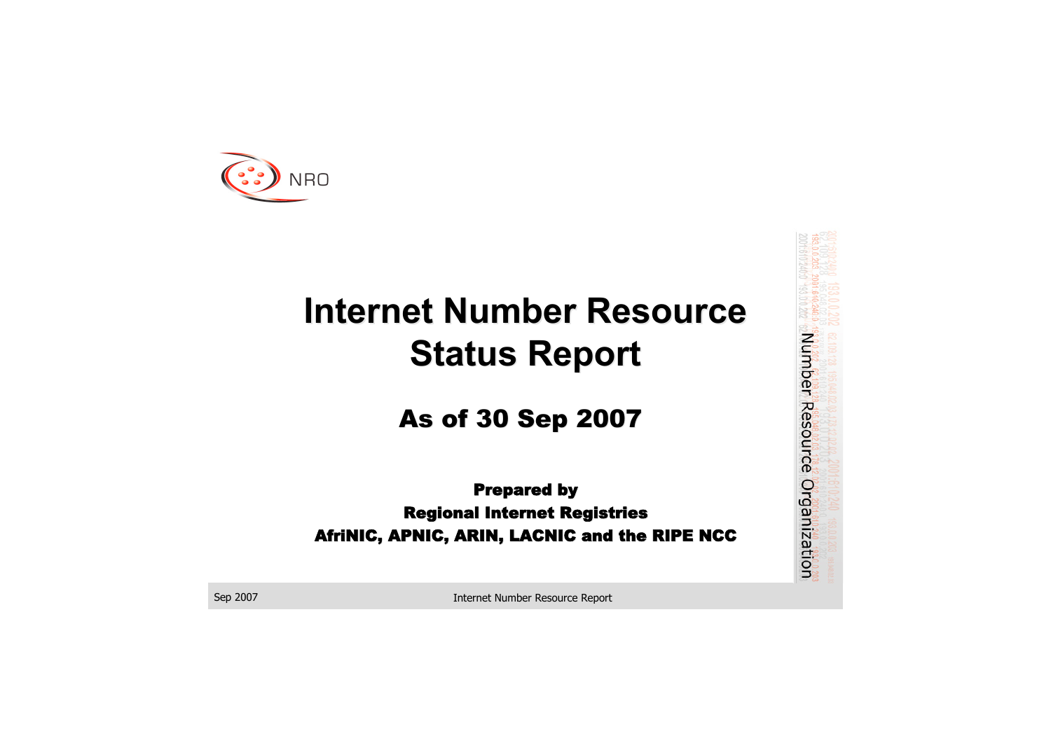NRO

# Internet Number Resource Status Report

## As of 30 Sep 2007

**Prepared by**
**Regional Internet Registries**
**AfriNIC, APNIC, ARIN, LACNIC and the RIPE NCC**

Number Resource Organization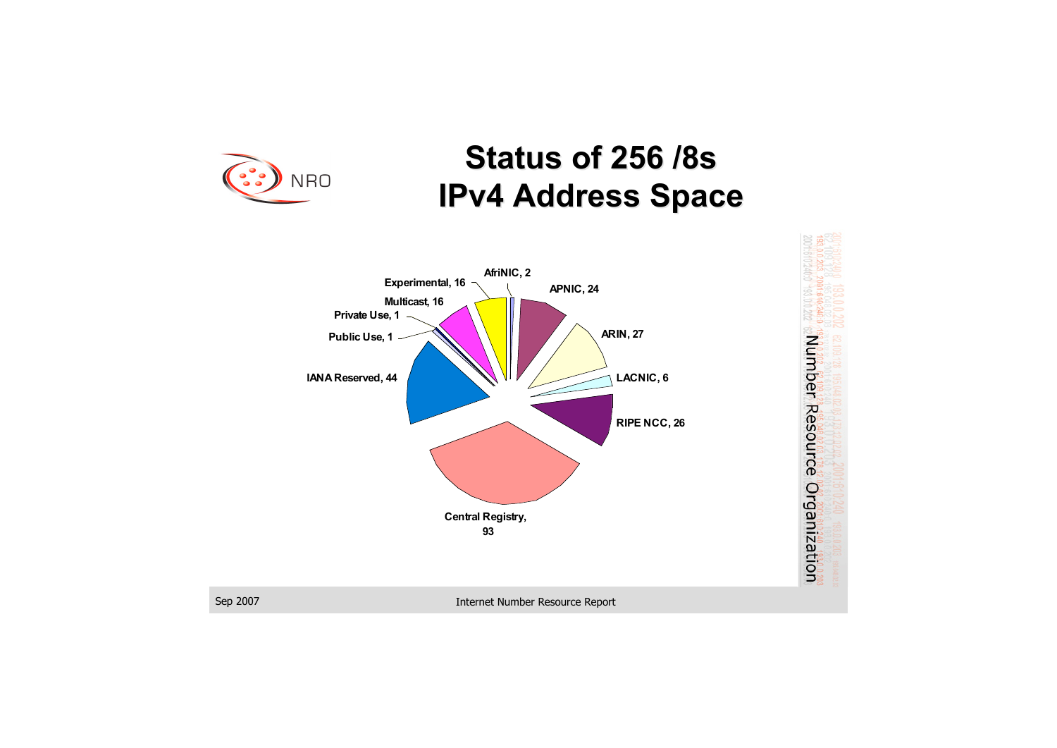# Status of 256 /8s IPv4 Address Space

- AfriNIC, 2
- APNIC, 24
- ARIN, 27
- LACNIC, 6
- RIPE NCC, 26
- Central Registry, 93
- IANA Reserved, 44
- Public Use, 1
- Private Use, 1
- Multicast, 16
- Experimental, 16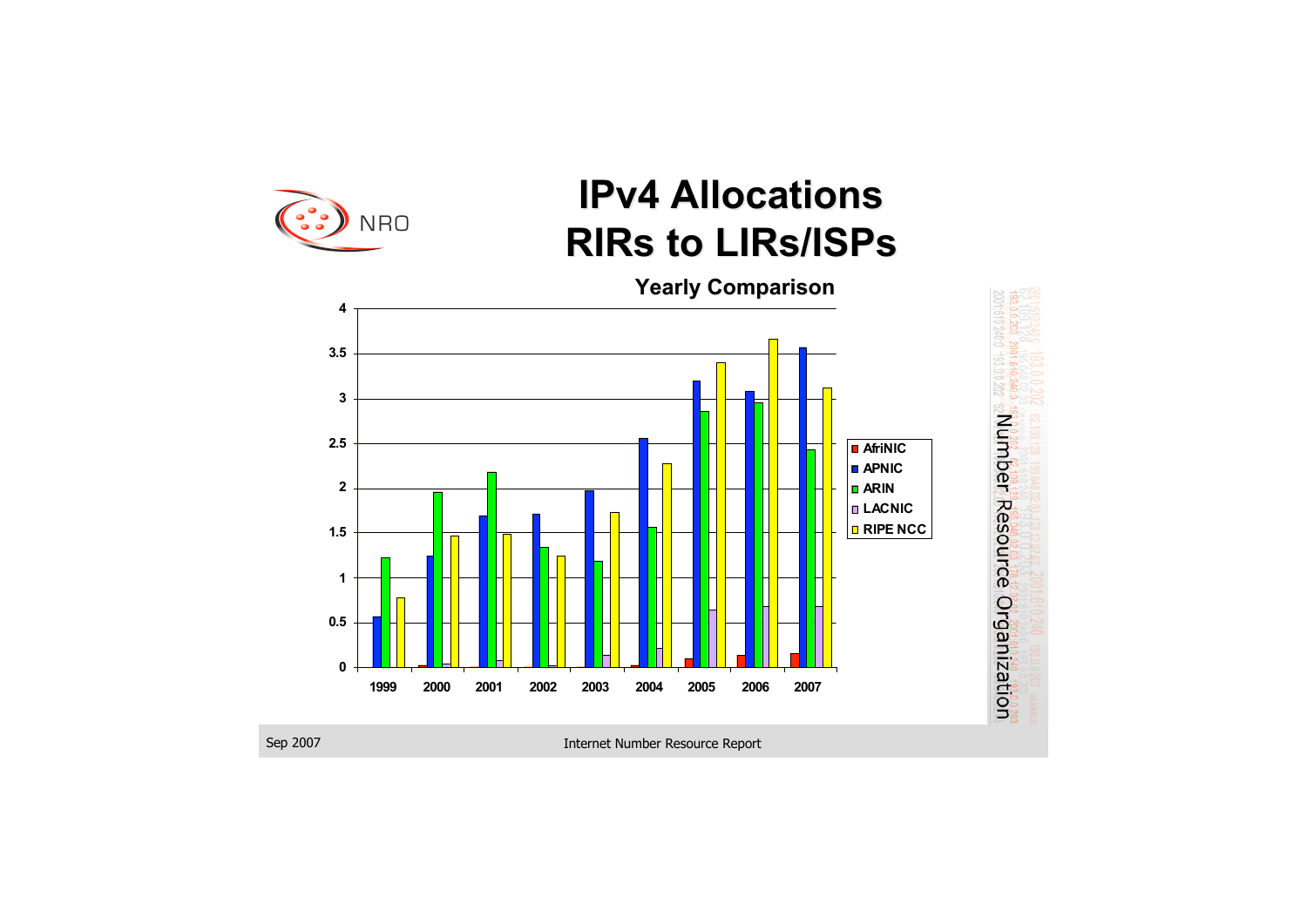# IPv4 Allocations RIRs to LIRs/ISPs

**Yearly Comparison**

| Year | AfriNIC | APNIC | ARIN | LACNIC | RIPE NCC |
|---|---|---|---|---|---|
| 1999 | | 0.57 | 1.22 | | 0.78 |
| 2000 | 0.02 | 1.24 | 1.96 | 0.04 | 1.47 |
| 2001 | | 1.69 | 2.18 | 0.08 | 1.48 |
| 2002 | | 1.71 | 1.34 | 0.02 | 1.24 |
| 2003 | | 1.98 | 1.18 | 0.14 | 1.73 |
| 2004 | 0.02 | 2.56 | 1.56 | 0.21 | 2.28 |
| 2005 | 0.10 | 3.20 | 2.86 | 0.64 | 3.40 |
| 2006 | 0.14 | 3.08 | 2.96 | 0.68 | 3.66 |
| 2007 | 0.16 | 3.57 | 2.43 | 0.68 | 3.12 |

*Values are approximate readings from the bar chart.*

Sep 2007

Internet Number Resource Report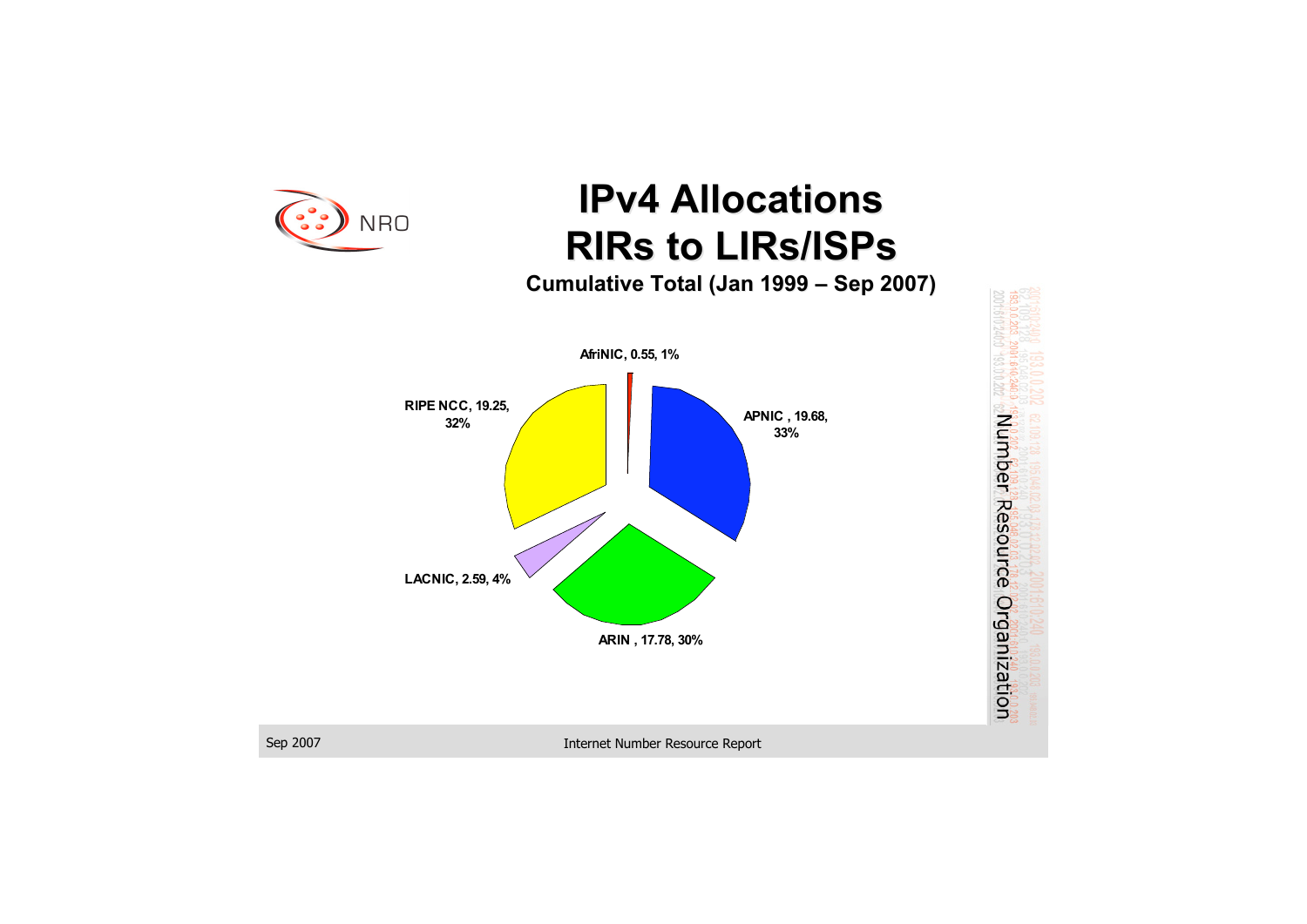# IPv4 Allocations RIRs to LIRs/ISPs

**Cumulative Total (Jan 1999 – Sep 2007)**

AfriNIC, 0.55, 1%

APNIC , 19.68, 33%

ARIN , 17.78, 30%

LACNIC, 2.59, 4%

RIPE NCC, 19.25, 32%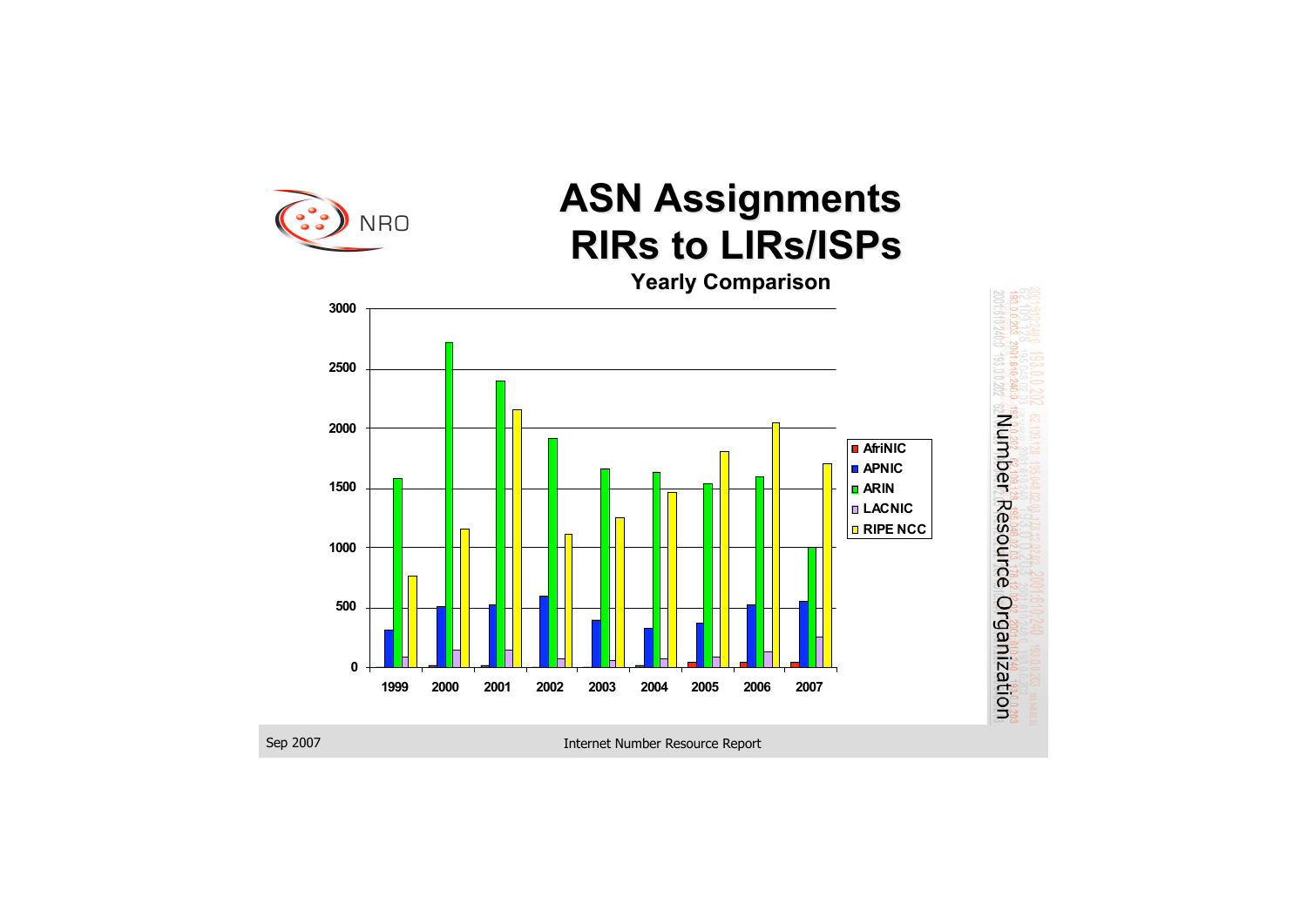# ASN Assignments RIRs to LIRs/ISPs

**Yearly Comparison**

Legend: AfriNIC, APNIC, ARIN, LACNIC, RIPE NCC

Years: 1999, 2000, 2001, 2002, 2003, 2004, 2005, 2006, 2007

Y-axis: 0, 500, 1000, 1500, 2000, 2500, 3000

Number Resource Organization

Sep 2007

Internet Number Resource Report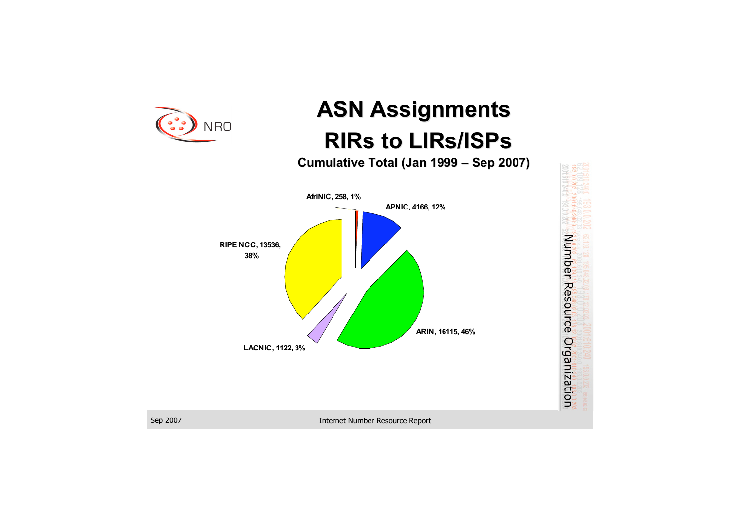# ASN Assignments

# RIRs to LIRs/ISPs

**Cumulative Total (Jan 1999 – Sep 2007)**

AfriNIC, 258, 1%

APNIC, 4166, 12%

RIPE NCC, 13536, 38%

ARIN, 16115, 46%

LACNIC, 1122, 3%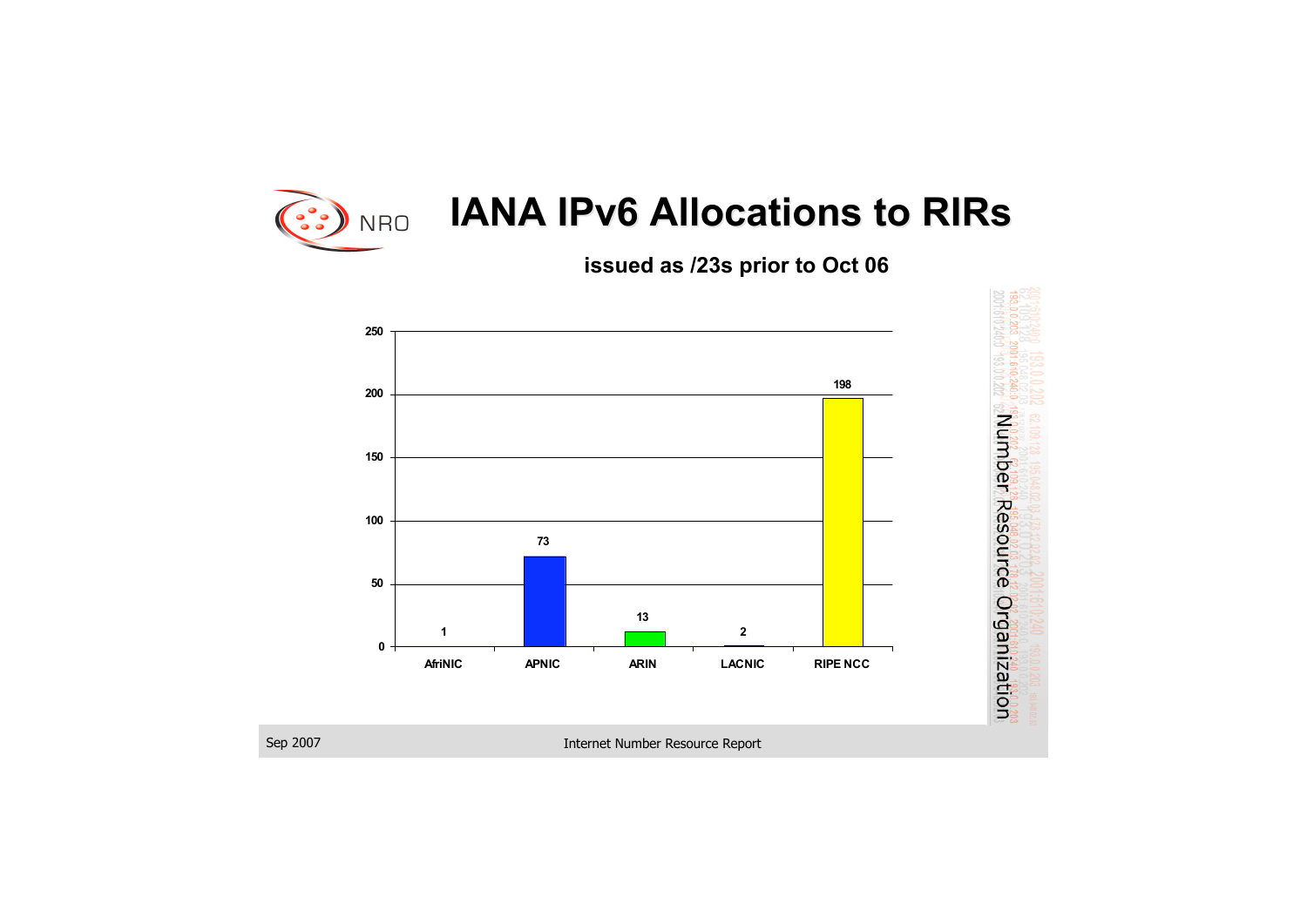# IANA IPv6 Allocations to RIRs

**issued as /23s prior to Oct 06**

| RIR | Allocations |
| --- | --- |
| AfriNIC | 1 |
| APNIC | 73 |
| ARIN | 13 |
| LACNIC | 2 |
| RIPE NCC | 198 |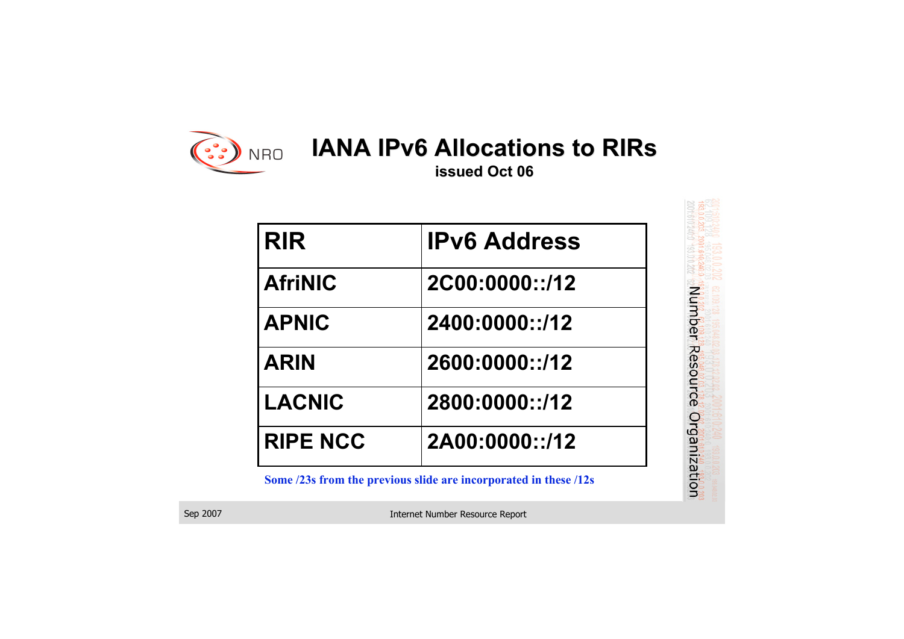# IANA IPv6 Allocations to RIRs

**issued Oct 06**

| RIR | IPv6 Address |
|---|---|
| AfriNIC | 2C00:0000::/12 |
| APNIC | 2400:0000::/12 |
| ARIN | 2600:0000::/12 |
| LACNIC | 2800:0000::/12 |
| RIPE NCC | 2A00:0000::/12 |

**Some /23s from the previous slide are incorporated in these /12s**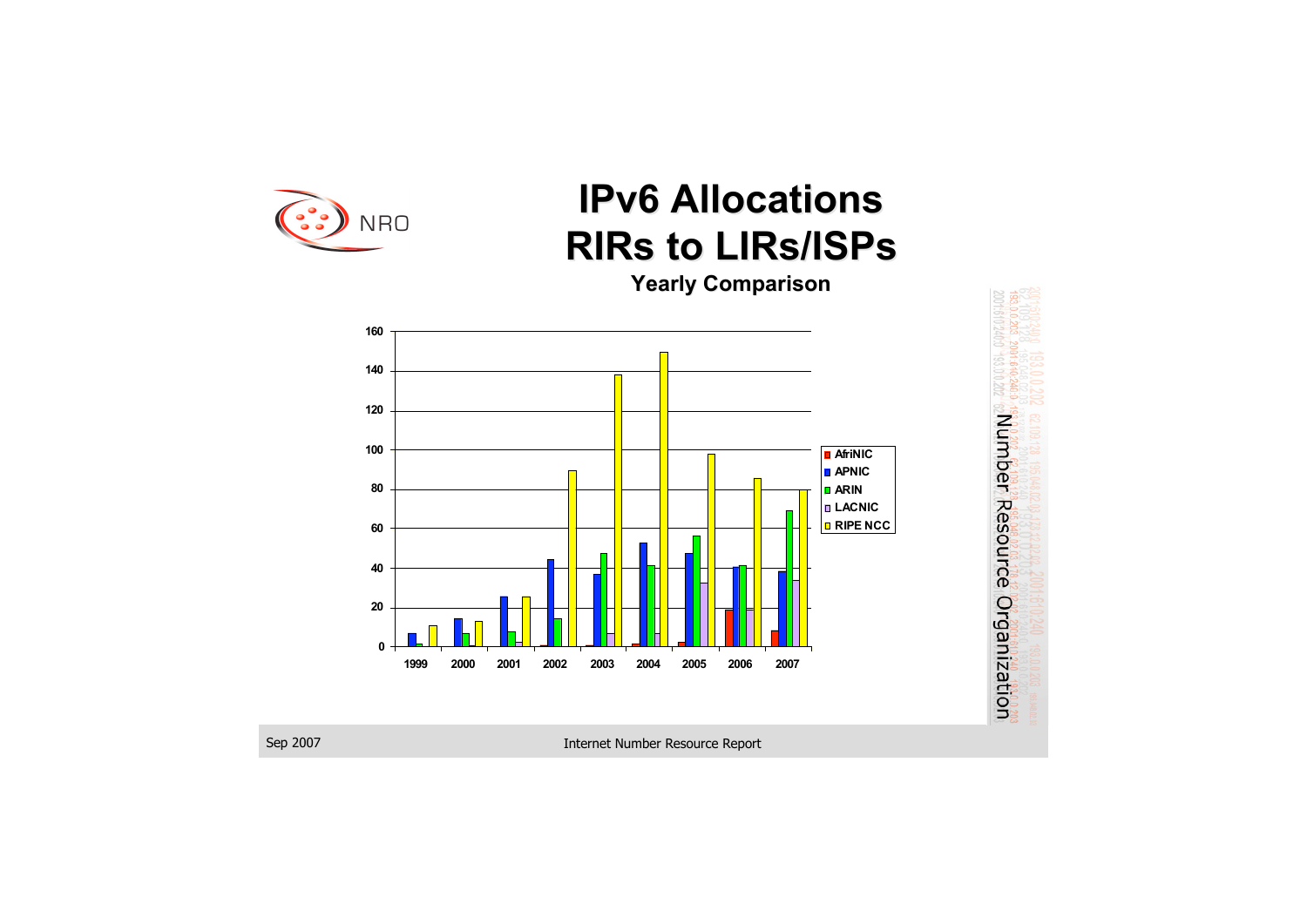# IPv6 Allocations RIRs to LIRs/ISPs

**Yearly Comparison**

| Year | AfriNIC | APNIC | ARIN | LACNIC | RIPE NCC |
|---|---|---|---|---|---|
| 1999 | | | | | |
| 2000 | | | | | |
| 2001 | | | | | |
| 2002 | | | | | |
| 2003 | | | | | |
| 2004 | | | | | |
| 2005 | | | | | |
| 2006 | | | | | |
| 2007 | | | | | |

Number Resource Organization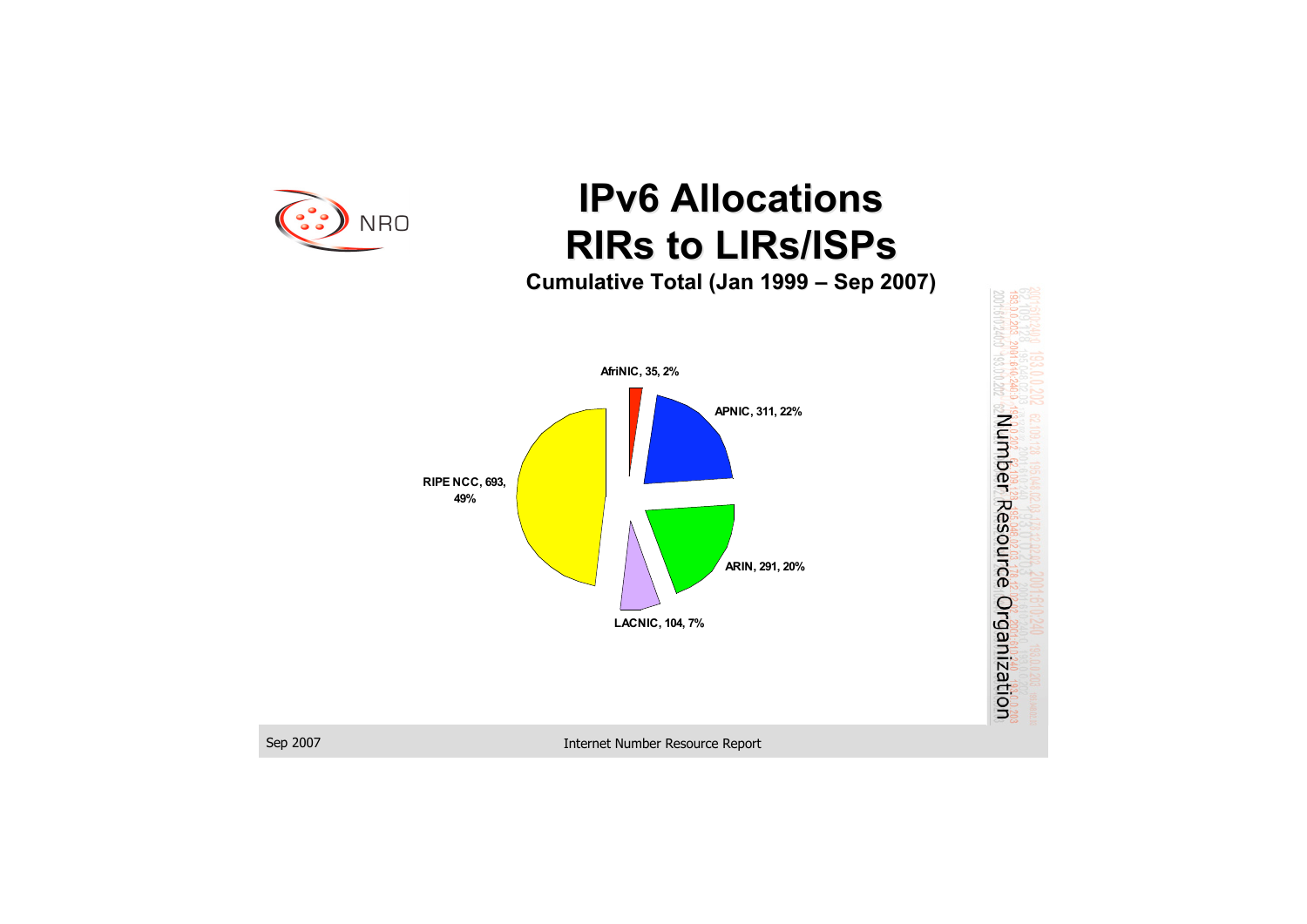# IPv6 Allocations RIRs to LIRs/ISPs

**Cumulative Total (Jan 1999 – Sep 2007)**

AfriNIC, 35, 2%

APNIC, 311, 22%

ARIN, 291, 20%

LACNIC, 104, 7%

RIPE NCC, 693, 49%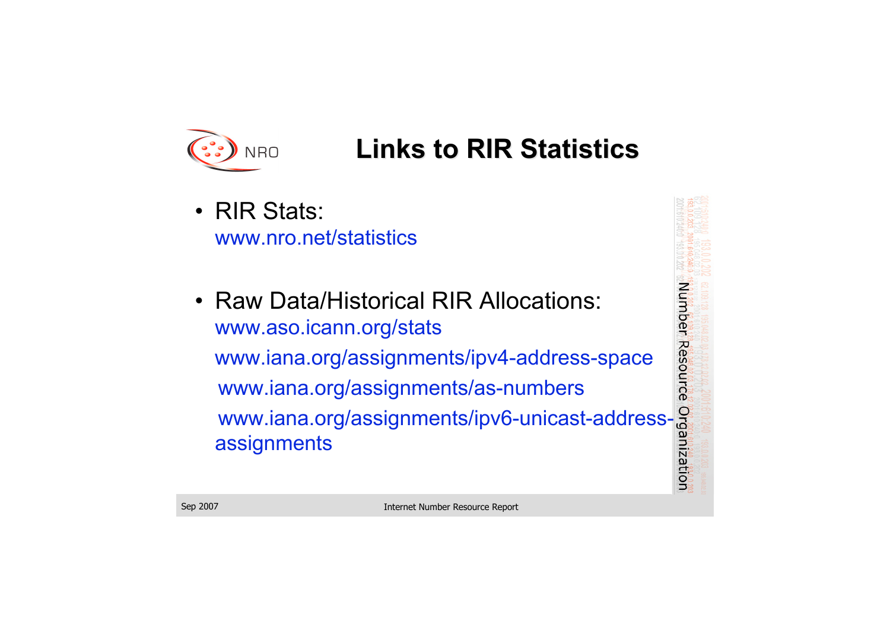# Links to RIR Statistics

- RIR Stats:
  www.nro.net/statistics

- Raw Data/Historical RIR Allocations:
  www.aso.icann.org/stats
  www.iana.org/assignments/ipv4-address-space
  www.iana.org/assignments/as-numbers
  www.iana.org/assignments/ipv6-unicast-address-assignments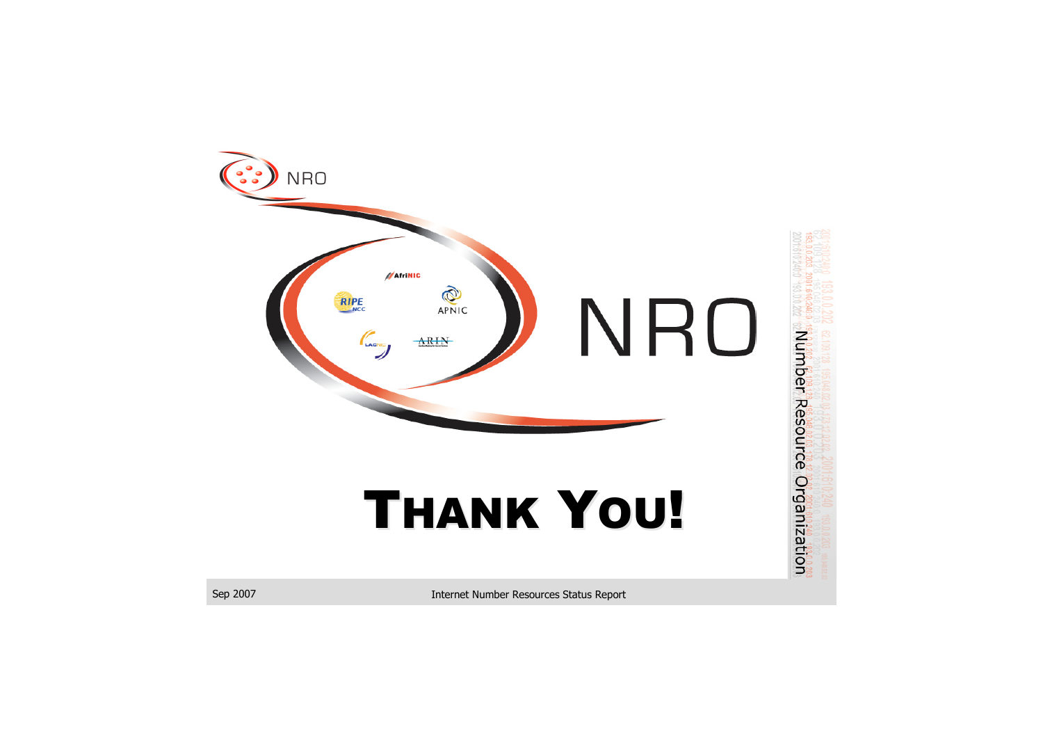NRO

NRO

Number Resource Organization

# THANK YOU!